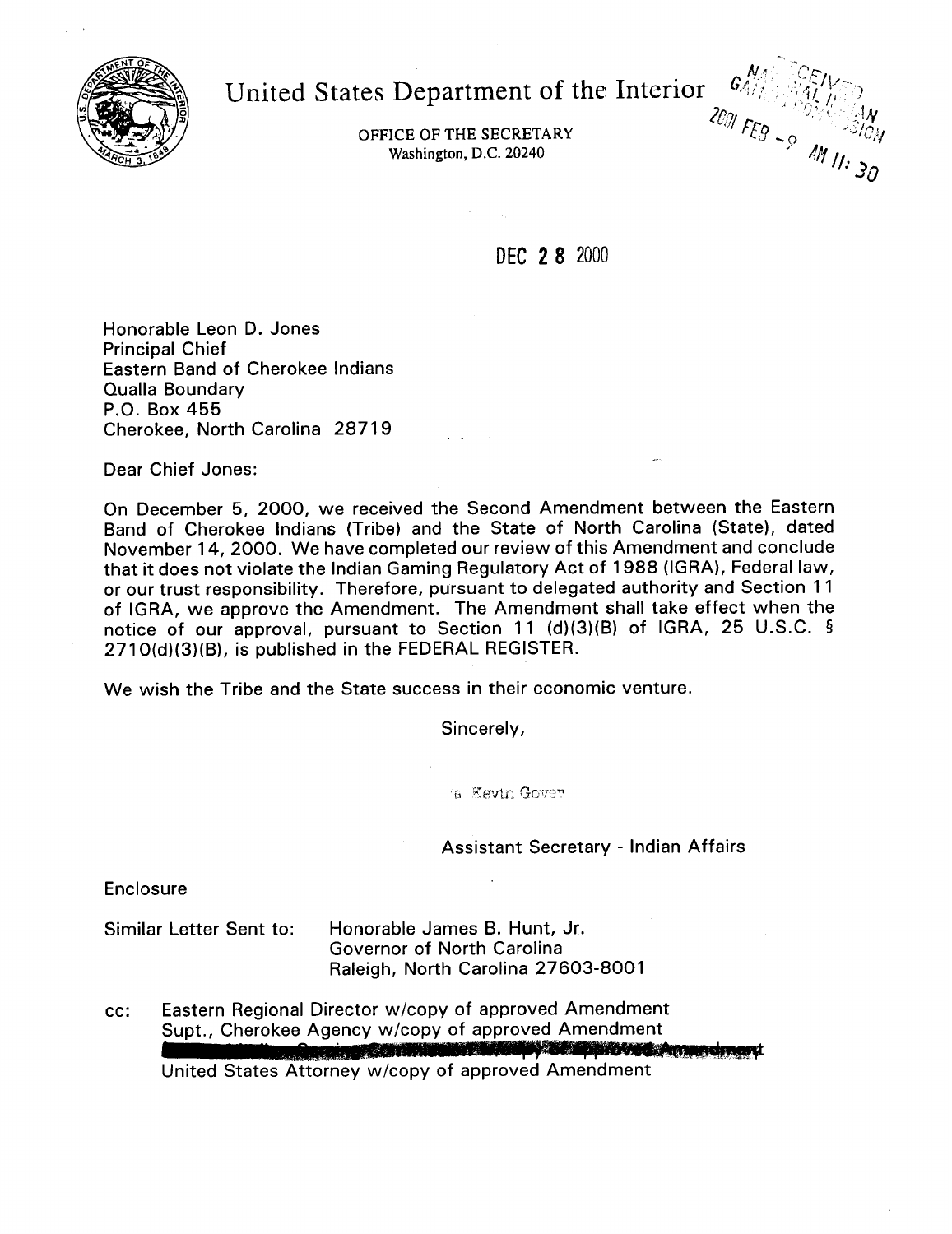# United States Department of the Interior

OFFICE OF THE SECRETARY
Washington, D.C. 20240

RECEIVED
2001 FEB -9 AM 11:30

DEC 28 2000

Honorable Leon D. Jones
Principal Chief
Eastern Band of Cherokee Indians
Qualla Boundary
P.O. Box 455
Cherokee, North Carolina 28719

Dear Chief Jones:

On December 5, 2000, we received the Second Amendment between the Eastern Band of Cherokee Indians (Tribe) and the State of North Carolina (State), dated November 14, 2000. We have completed our review of this Amendment and conclude that it does not violate the Indian Gaming Regulatory Act of 1988 (IGRA), Federal law, or our trust responsibility. Therefore, pursuant to delegated authority and Section 11 of IGRA, we approve the Amendment. The Amendment shall take effect when the notice of our approval, pursuant to Section 11 (d)(3)(B) of IGRA, 25 U.S.C. § 2710(d)(3)(B), is published in the FEDERAL REGISTER.

We wish the Tribe and the State success in their economic venture.

Sincerely,

/s/ Kevin Gover

Assistant Secretary - Indian Affairs

Enclosure

Similar Letter Sent to: Honorable James B. Hunt, Jr.
Governor of North Carolina
Raleigh, North Carolina 27603-8001

cc: Eastern Regional Director w/copy of approved Amendment
Supt., Cherokee Agency w/copy of approved Amendment
National Indian Gaming Commission w/copy of approved Amendment
United States Attorney w/copy of approved Amendment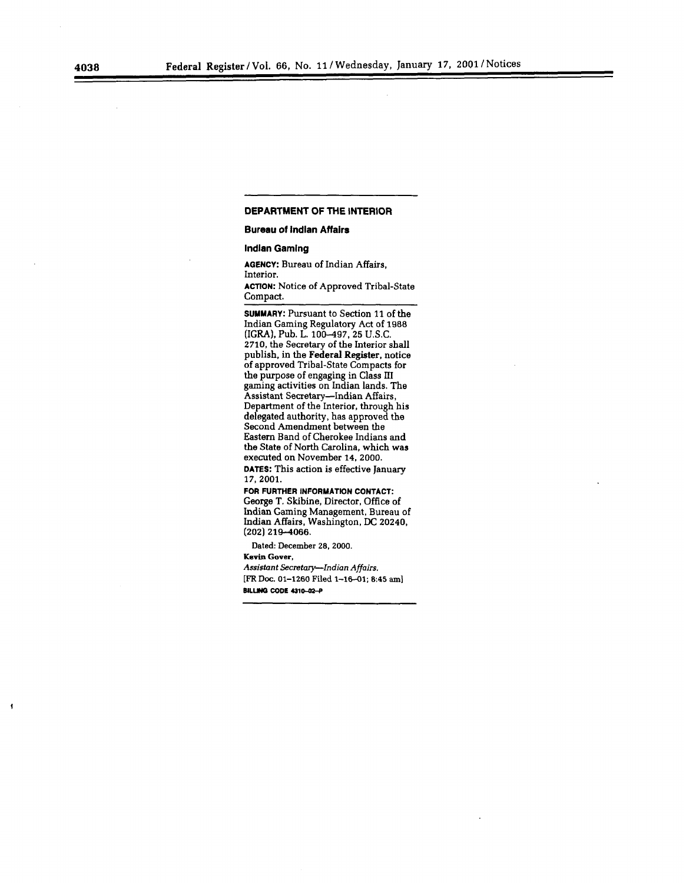## DEPARTMENT OF THE INTERIOR

### Bureau of Indian Affairs

### Indian Gaming

**AGENCY:** Bureau of Indian Affairs, Interior.

**ACTION:** Notice of Approved Tribal-State Compact.

**SUMMARY:** Pursuant to Section 11 of the Indian Gaming Regulatory Act of 1988 (IGRA), Pub. L. 100–497, 25 U.S.C. 2710, the Secretary of the Interior shall publish, in the **Federal Register**, notice of approved Tribal-State Compacts for the purpose of engaging in Class III gaming activities on Indian lands. The Assistant Secretary—Indian Affairs, Department of the Interior, through his delegated authority, has approved the Second Amendment between the Eastern Band of Cherokee Indians and the State of North Carolina, which was executed on November 14, 2000.

**DATES:** This action is effective January 17, 2001.

**FOR FURTHER INFORMATION CONTACT:** George T. Skibine, Director, Office of Indian Gaming Management, Bureau of Indian Affairs, Washington, DC 20240, (202) 219–4066.

Dated: December 28, 2000.

**Kevin Gover,**

*Assistant Secretary—Indian Affairs.*

[FR Doc. 01–1260 Filed 1–16–01; 8:45 am]

**BILLING CODE 4310–02–P**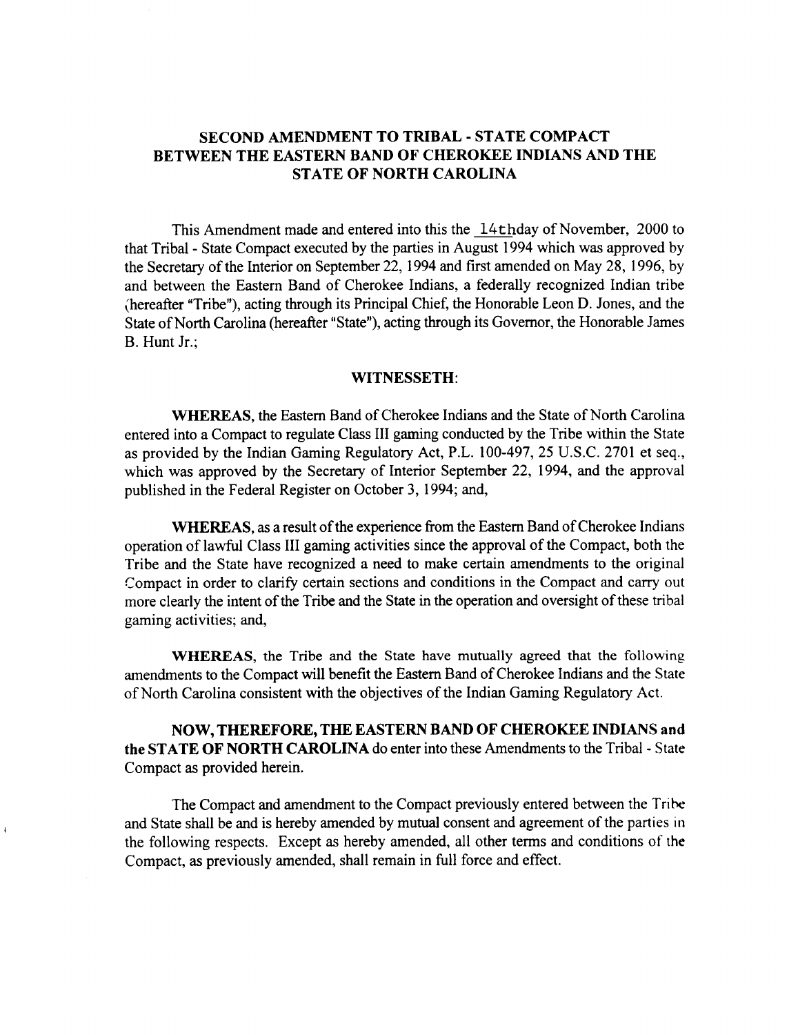## SECOND AMENDMENT TO TRIBAL - STATE COMPACT BETWEEN THE EASTERN BAND OF CHEROKEE INDIANS AND THE STATE OF NORTH CAROLINA

This Amendment made and entered into this the 14thday of November, 2000 to that Tribal - State Compact executed by the parties in August 1994 which was approved by the Secretary of the Interior on September 22, 1994 and first amended on May 28, 1996, by and between the Eastern Band of Cherokee Indians, a federally recognized Indian tribe (hereafter "Tribe"), acting through its Principal Chief, the Honorable Leon D. Jones, and the State of North Carolina (hereafter "State"), acting through its Governor, the Honorable James B. Hunt Jr.;

### WITNESSETH:

**WHEREAS**, the Eastern Band of Cherokee Indians and the State of North Carolina entered into a Compact to regulate Class III gaming conducted by the Tribe within the State as provided by the Indian Gaming Regulatory Act, P.L. 100-497, 25 U.S.C. 2701 et seq., which was approved by the Secretary of Interior September 22, 1994, and the approval published in the Federal Register on October 3, 1994; and,

**WHEREAS**, as a result of the experience from the Eastern Band of Cherokee Indians operation of lawful Class III gaming activities since the approval of the Compact, both the Tribe and the State have recognized a need to make certain amendments to the original Compact in order to clarify certain sections and conditions in the Compact and carry out more clearly the intent of the Tribe and the State in the operation and oversight of these tribal gaming activities; and,

**WHEREAS**, the Tribe and the State have mutually agreed that the following amendments to the Compact will benefit the Eastern Band of Cherokee Indians and the State of North Carolina consistent with the objectives of the Indian Gaming Regulatory Act.

**NOW, THEREFORE, THE EASTERN BAND OF CHEROKEE INDIANS and the STATE OF NORTH CAROLINA** do enter into these Amendments to the Tribal - State Compact as provided herein.

The Compact and amendment to the Compact previously entered between the Tribe and State shall be and is hereby amended by mutual consent and agreement of the parties in the following respects. Except as hereby amended, all other terms and conditions of the Compact, as previously amended, shall remain in full force and effect.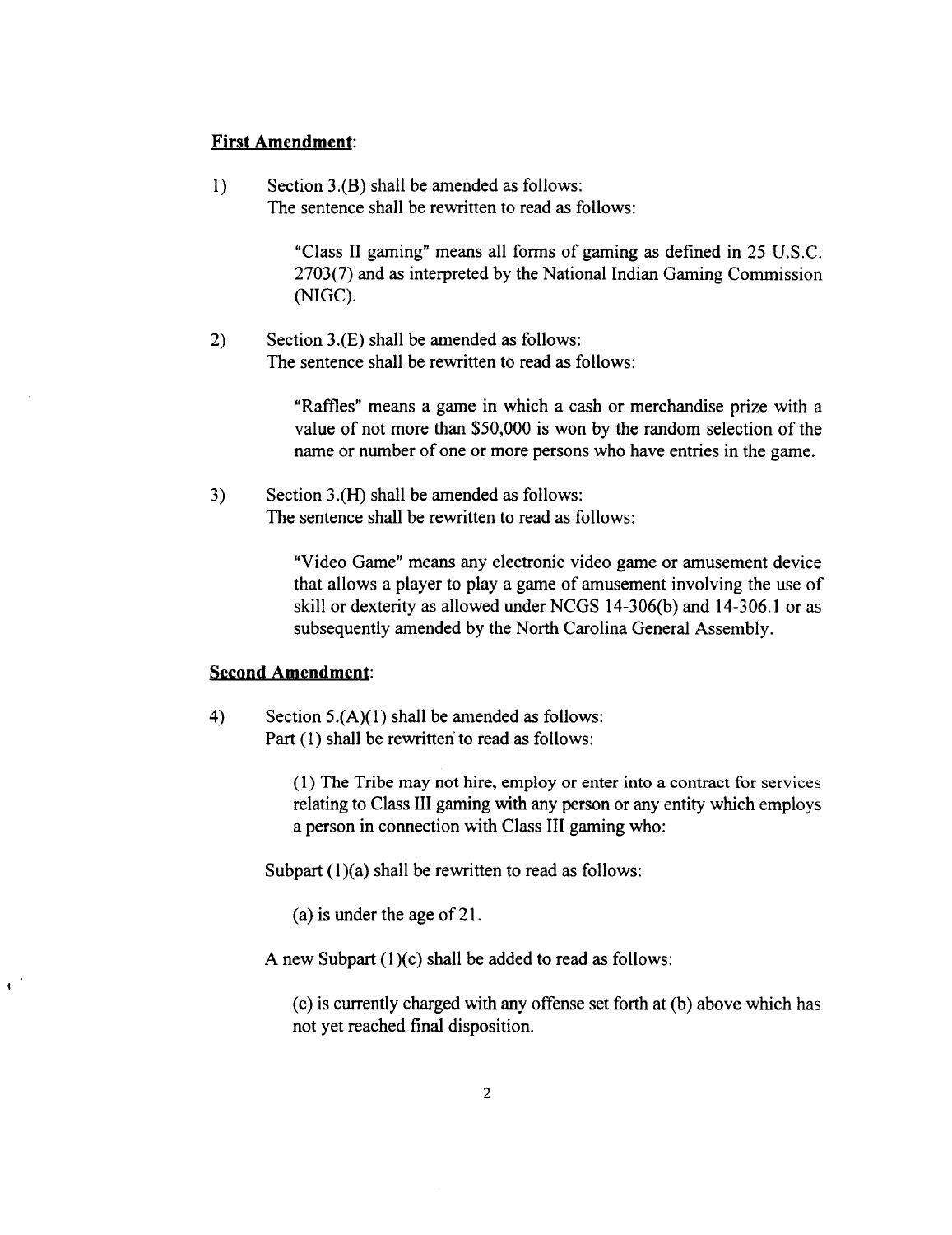**First Amendment**:

1) Section 3.(B) shall be amended as follows:
The sentence shall be rewritten to read as follows:

> "Class II gaming" means all forms of gaming as defined in 25 U.S.C. 2703(7) and as interpreted by the National Indian Gaming Commission (NIGC).

2) Section 3.(E) shall be amended as follows:
The sentence shall be rewritten to read as follows:

> "Raffles" means a game in which a cash or merchandise prize with a value of not more than $50,000 is won by the random selection of the name or number of one or more persons who have entries in the game.

3) Section 3.(H) shall be amended as follows:
The sentence shall be rewritten to read as follows:

> "Video Game" means any electronic video game or amusement device that allows a player to play a game of amusement involving the use of skill or dexterity as allowed under NCGS 14-306(b) and 14-306.1 or as subsequently amended by the North Carolina General Assembly.

**Second Amendment**:

4) Section 5.(A)(1) shall be amended as follows:
Part (1) shall be rewritten to read as follows:

> (1) The Tribe may not hire, employ or enter into a contract for services relating to Class III gaming with any person or any entity which employs a person in connection with Class III gaming who:

Subpart (1)(a) shall be rewritten to read as follows:

> (a) is under the age of 21.

A new Subpart (1)(c) shall be added to read as follows:

> (c) is currently charged with any offense set forth at (b) above which has not yet reached final disposition.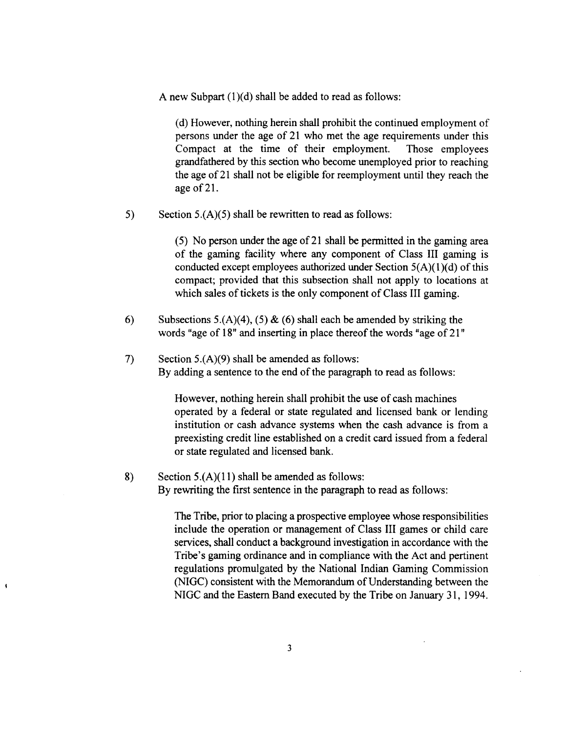A new Subpart (1)(d) shall be added to read as follows:

> (d) However, nothing herein shall prohibit the continued employment of persons under the age of 21 who met the age requirements under this Compact at the time of their employment. Those employees grandfathered by this section who become unemployed prior to reaching the age of 21 shall not be eligible for reemployment until they reach the age of 21.

5) Section 5.(A)(5) shall be rewritten to read as follows:

> (5) No person under the age of 21 shall be permitted in the gaming area of the gaming facility where any component of Class III gaming is conducted except employees authorized under Section 5(A)(1)(d) of this compact; provided that this subsection shall not apply to locations at which sales of tickets is the only component of Class III gaming.

6) Subsections 5.(A)(4), (5) & (6) shall each be amended by striking the words "age of 18" and inserting in place thereof the words "age of 21"

7) Section 5.(A)(9) shall be amended as follows:
By adding a sentence to the end of the paragraph to read as follows:

> However, nothing herein shall prohibit the use of cash machines operated by a federal or state regulated and licensed bank or lending institution or cash advance systems when the cash advance is from a preexisting credit line established on a credit card issued from a federal or state regulated and licensed bank.

8) Section 5.(A)(11) shall be amended as follows:
By rewriting the first sentence in the paragraph to read as follows:

> The Tribe, prior to placing a prospective employee whose responsibilities include the operation or management of Class III games or child care services, shall conduct a background investigation in accordance with the Tribe's gaming ordinance and in compliance with the Act and pertinent regulations promulgated by the National Indian Gaming Commission (NIGC) consistent with the Memorandum of Understanding between the NIGC and the Eastern Band executed by the Tribe on January 31, 1994.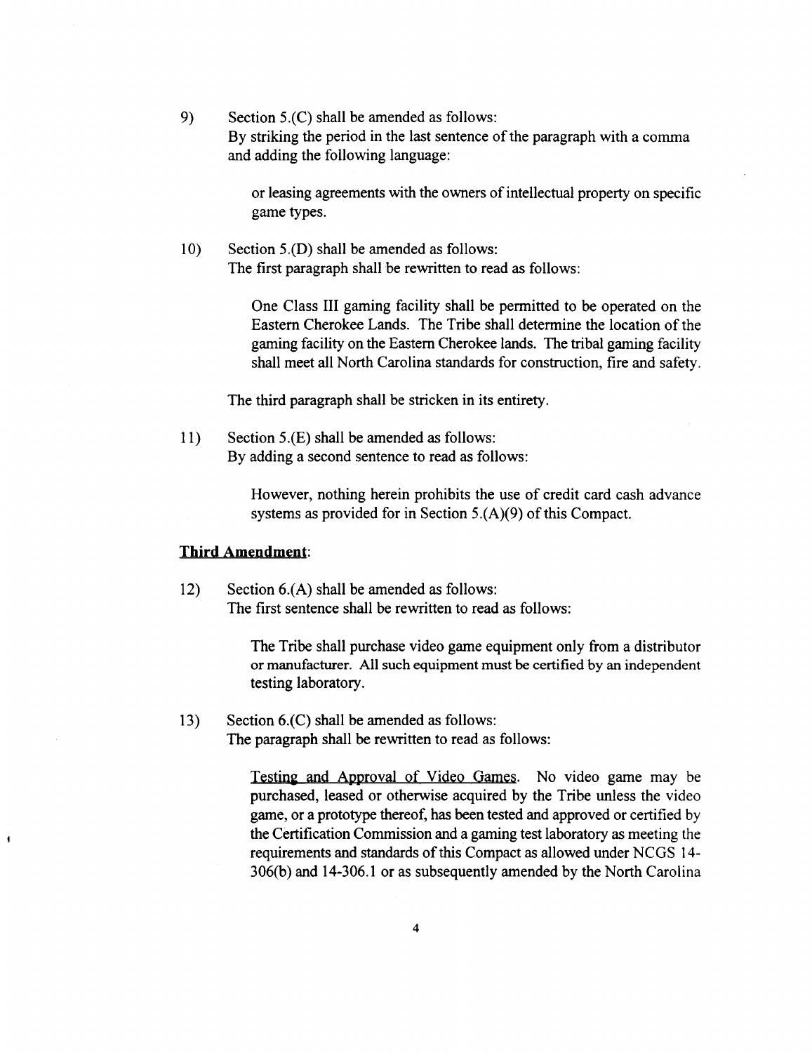9) Section 5.(C) shall be amended as follows:
By striking the period in the last sentence of the paragraph with a comma and adding the following language:

> or leasing agreements with the owners of intellectual property on specific game types.

10) Section 5.(D) shall be amended as follows:
The first paragraph shall be rewritten to read as follows:

> One Class III gaming facility shall be permitted to be operated on the Eastern Cherokee Lands. The Tribe shall determine the location of the gaming facility on the Eastern Cherokee lands. The tribal gaming facility shall meet all North Carolina standards for construction, fire and safety.

The third paragraph shall be stricken in its entirety.

11) Section 5.(E) shall be amended as follows:
By adding a second sentence to read as follows:

> However, nothing herein prohibits the use of credit card cash advance systems as provided for in Section 5.(A)(9) of this Compact.

**<u>Third Amendment</u>:**

12) Section 6.(A) shall be amended as follows:
The first sentence shall be rewritten to read as follows:

> The Tribe shall purchase video game equipment only from a distributor or manufacturer. All such equipment must be certified by an independent testing laboratory.

13) Section 6.(C) shall be amended as follows:
The paragraph shall be rewritten to read as follows:

> <u>Testing and Approval of Video Games</u>. No video game may be purchased, leased or otherwise acquired by the Tribe unless the video game, or a prototype thereof, has been tested and approved or certified by the Certification Commission and a gaming test laboratory as meeting the requirements and standards of this Compact as allowed under NCGS 14-306(b) and 14-306.1 or as subsequently amended by the North Carolina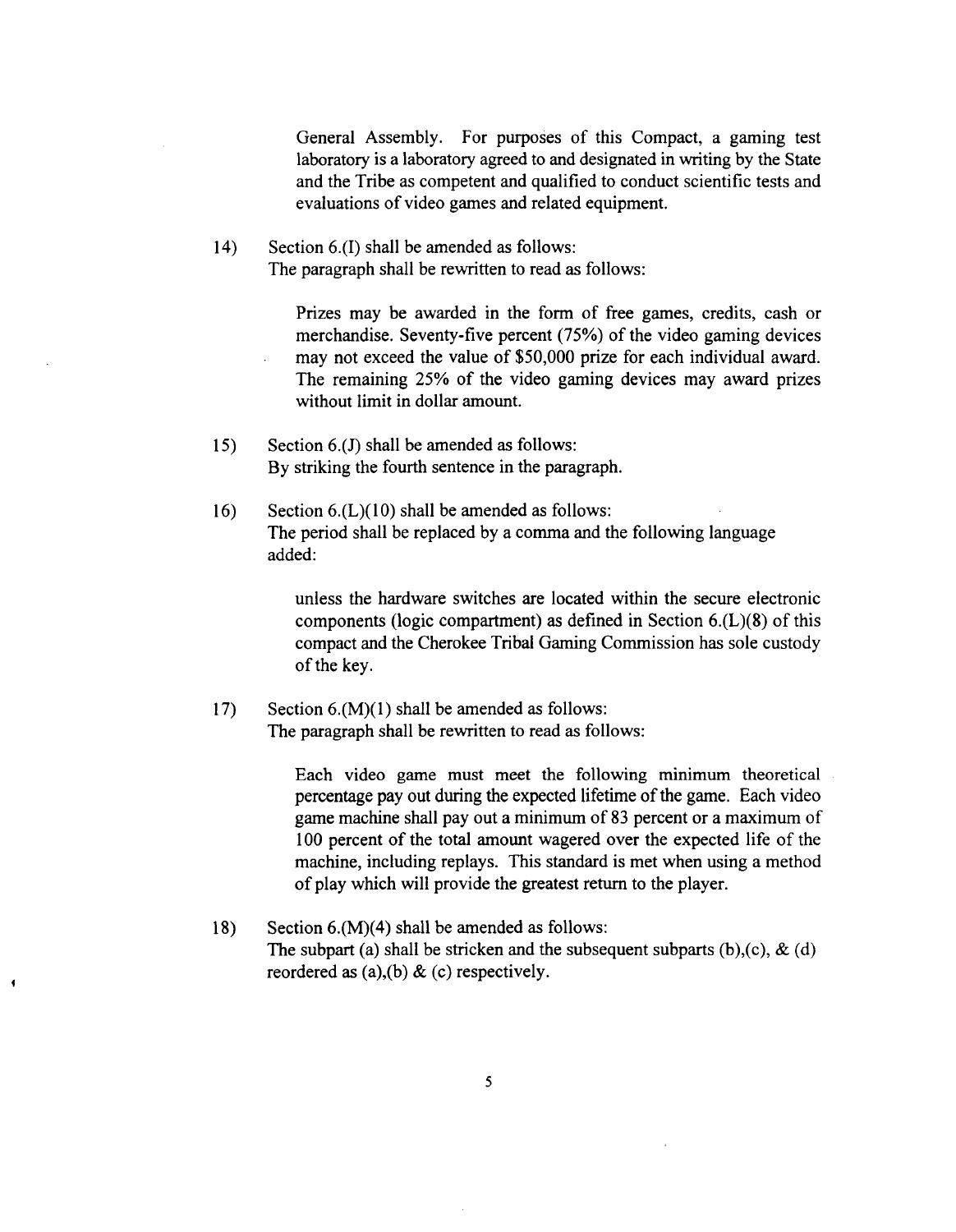General Assembly. For purposes of this Compact, a gaming test laboratory is a laboratory agreed to and designated in writing by the State and the Tribe as competent and qualified to conduct scientific tests and evaluations of video games and related equipment.

14) Section 6.(I) shall be amended as follows:
The paragraph shall be rewritten to read as follows:

> Prizes may be awarded in the form of free games, credits, cash or merchandise. Seventy-five percent (75%) of the video gaming devices may not exceed the value of $50,000 prize for each individual award. The remaining 25% of the video gaming devices may award prizes without limit in dollar amount.

15) Section 6.(J) shall be amended as follows:
By striking the fourth sentence in the paragraph.

16) Section 6.(L)(10) shall be amended as follows:
The period shall be replaced by a comma and the following language added:

> unless the hardware switches are located within the secure electronic components (logic compartment) as defined in Section 6.(L)(8) of this compact and the Cherokee Tribal Gaming Commission has sole custody of the key.

17) Section 6.(M)(1) shall be amended as follows:
The paragraph shall be rewritten to read as follows:

> Each video game must meet the following minimum theoretical percentage pay out during the expected lifetime of the game. Each video game machine shall pay out a minimum of 83 percent or a maximum of 100 percent of the total amount wagered over the expected life of the machine, including replays. This standard is met when using a method of play which will provide the greatest return to the player.

18) Section 6.(M)(4) shall be amended as follows:
The subpart (a) shall be stricken and the subsequent subparts (b),(c), & (d) reordered as (a),(b) & (c) respectively.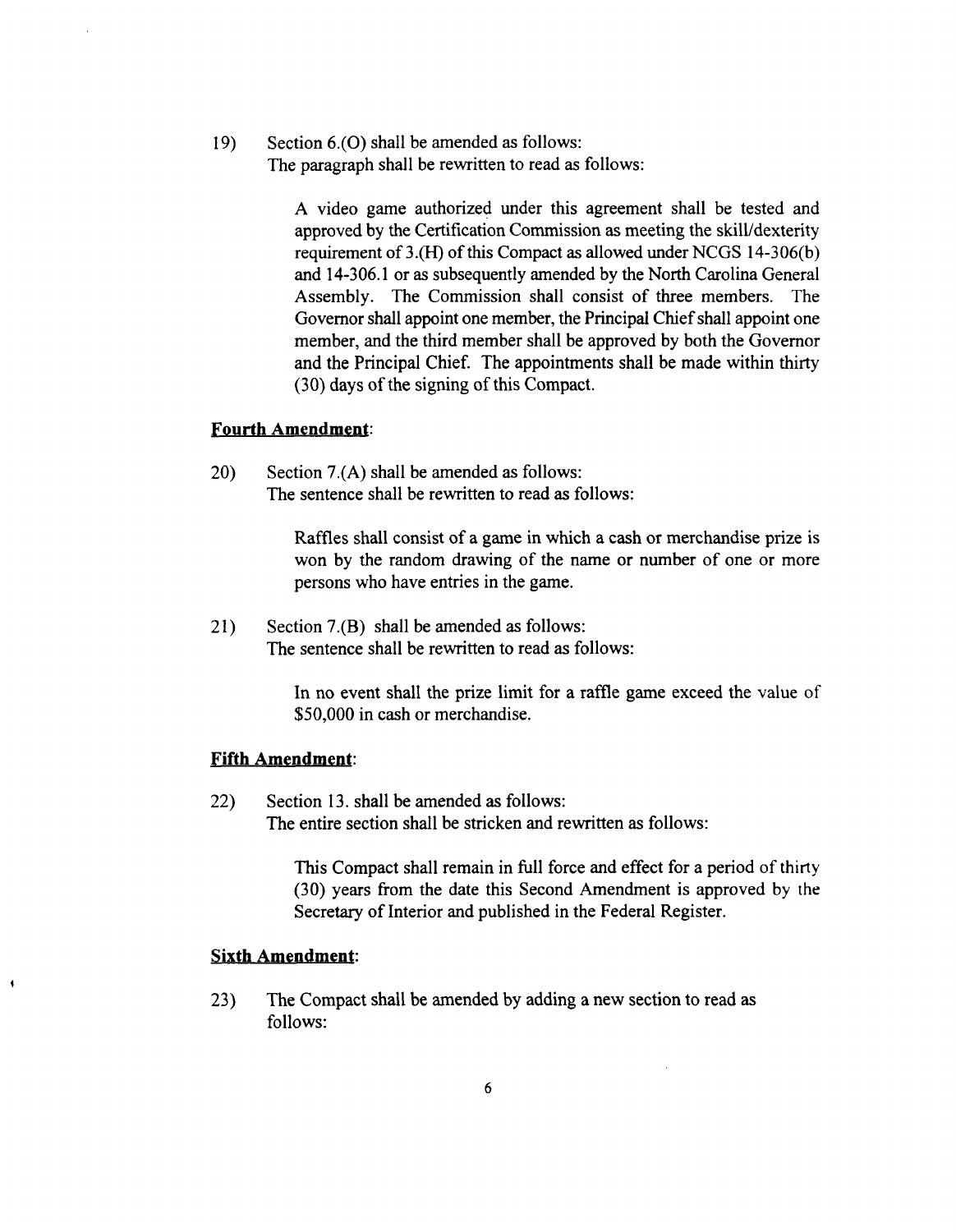19) Section 6.(O) shall be amended as follows:
The paragraph shall be rewritten to read as follows:

> A video game authorized under this agreement shall be tested and approved by the Certification Commission as meeting the skill/dexterity requirement of 3.(H) of this Compact as allowed under NCGS 14-306(b) and 14-306.1 or as subsequently amended by the North Carolina General Assembly. The Commission shall consist of three members. The Governor shall appoint one member, the Principal Chief shall appoint one member, and the third member shall be approved by both the Governor and the Principal Chief. The appointments shall be made within thirty (30) days of the signing of this Compact.

**Fourth Amendment**:

20) Section 7.(A) shall be amended as follows:
The sentence shall be rewritten to read as follows:

> Raffles shall consist of a game in which a cash or merchandise prize is won by the random drawing of the name or number of one or more persons who have entries in the game.

21) Section 7.(B) shall be amended as follows:
The sentence shall be rewritten to read as follows:

> In no event shall the prize limit for a raffle game exceed the value of $50,000 in cash or merchandise.

**Fifth Amendment**:

22) Section 13. shall be amended as follows:
The entire section shall be stricken and rewritten as follows:

> This Compact shall remain in full force and effect for a period of thirty (30) years from the date this Second Amendment is approved by the Secretary of Interior and published in the Federal Register.

**Sixth Amendment**:

23) The Compact shall be amended by adding a new section to read as follows: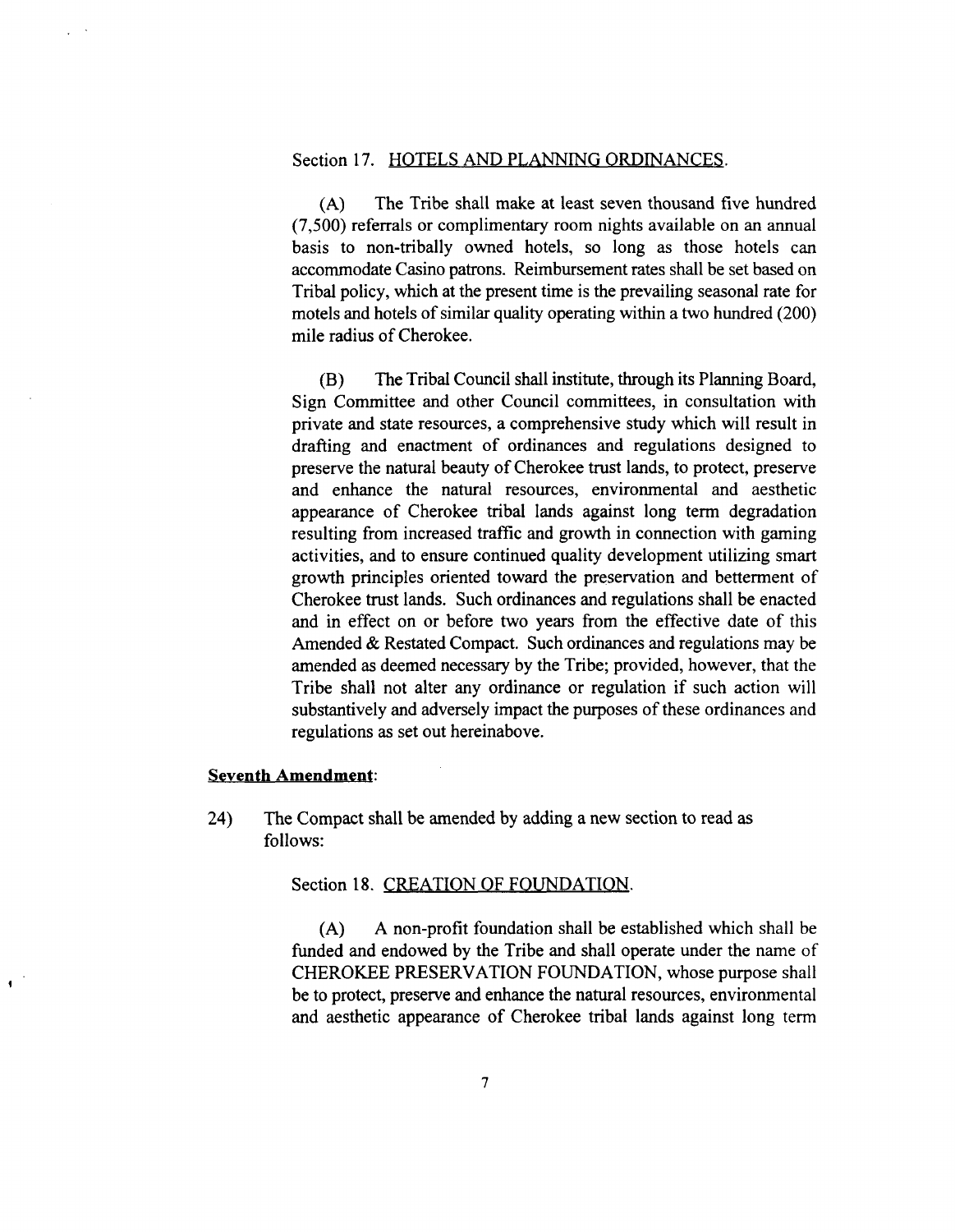Section 17. <u>HOTELS AND PLANNING ORDINANCES</u>.

(A) The Tribe shall make at least seven thousand five hundred (7,500) referrals or complimentary room nights available on an annual basis to non-tribally owned hotels, so long as those hotels can accommodate Casino patrons. Reimbursement rates shall be set based on Tribal policy, which at the present time is the prevailing seasonal rate for motels and hotels of similar quality operating within a two hundred (200) mile radius of Cherokee.

(B) The Tribal Council shall institute, through its Planning Board, Sign Committee and other Council committees, in consultation with private and state resources, a comprehensive study which will result in drafting and enactment of ordinances and regulations designed to preserve the natural beauty of Cherokee trust lands, to protect, preserve and enhance the natural resources, environmental and aesthetic appearance of Cherokee tribal lands against long term degradation resulting from increased traffic and growth in connection with gaming activities, and to ensure continued quality development utilizing smart growth principles oriented toward the preservation and betterment of Cherokee trust lands. Such ordinances and regulations shall be enacted and in effect on or before two years from the effective date of this Amended & Restated Compact. Such ordinances and regulations may be amended as deemed necessary by the Tribe; provided, however, that the Tribe shall not alter any ordinance or regulation if such action will substantively and adversely impact the purposes of these ordinances and regulations as set out hereinabove.

**<u>Seventh Amendment</u>**:

24) The Compact shall be amended by adding a new section to read as follows:

Section 18. <u>CREATION OF FOUNDATION</u>.

(A) A non-profit foundation shall be established which shall be funded and endowed by the Tribe and shall operate under the name of CHEROKEE PRESERVATION FOUNDATION, whose purpose shall be to protect, preserve and enhance the natural resources, environmental and aesthetic appearance of Cherokee tribal lands against long term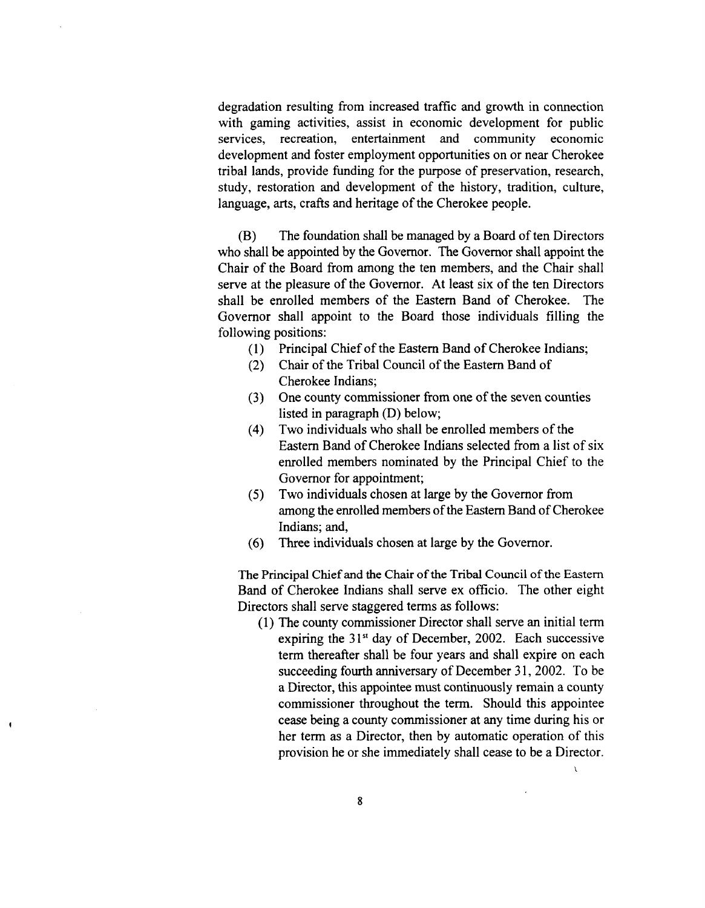degradation resulting from increased traffic and growth in connection with gaming activities, assist in economic development for public services, recreation, entertainment and community economic development and foster employment opportunities on or near Cherokee tribal lands, provide funding for the purpose of preservation, research, study, restoration and development of the history, tradition, culture, language, arts, crafts and heritage of the Cherokee people.

(B) The foundation shall be managed by a Board of ten Directors who shall be appointed by the Governor. The Governor shall appoint the Chair of the Board from among the ten members, and the Chair shall serve at the pleasure of the Governor. At least six of the ten Directors shall be enrolled members of the Eastern Band of Cherokee. The Governor shall appoint to the Board those individuals filling the following positions:

(1) Principal Chief of the Eastern Band of Cherokee Indians;
(2) Chair of the Tribal Council of the Eastern Band of Cherokee Indians;
(3) One county commissioner from one of the seven counties listed in paragraph (D) below;
(4) Two individuals who shall be enrolled members of the Eastern Band of Cherokee Indians selected from a list of six enrolled members nominated by the Principal Chief to the Governor for appointment;
(5) Two individuals chosen at large by the Governor from among the enrolled members of the Eastern Band of Cherokee Indians; and,
(6) Three individuals chosen at large by the Governor.

The Principal Chief and the Chair of the Tribal Council of the Eastern Band of Cherokee Indians shall serve ex officio. The other eight Directors shall serve staggered terms as follows:

(1) The county commissioner Director shall serve an initial term expiring the 31st day of December, 2002. Each successive term thereafter shall be four years and shall expire on each succeeding fourth anniversary of December 31, 2002. To be a Director, this appointee must continuously remain a county commissioner throughout the term. Should this appointee cease being a county commissioner at any time during his or her term as a Director, then by automatic operation of this provision he or she immediately shall cease to be a Director.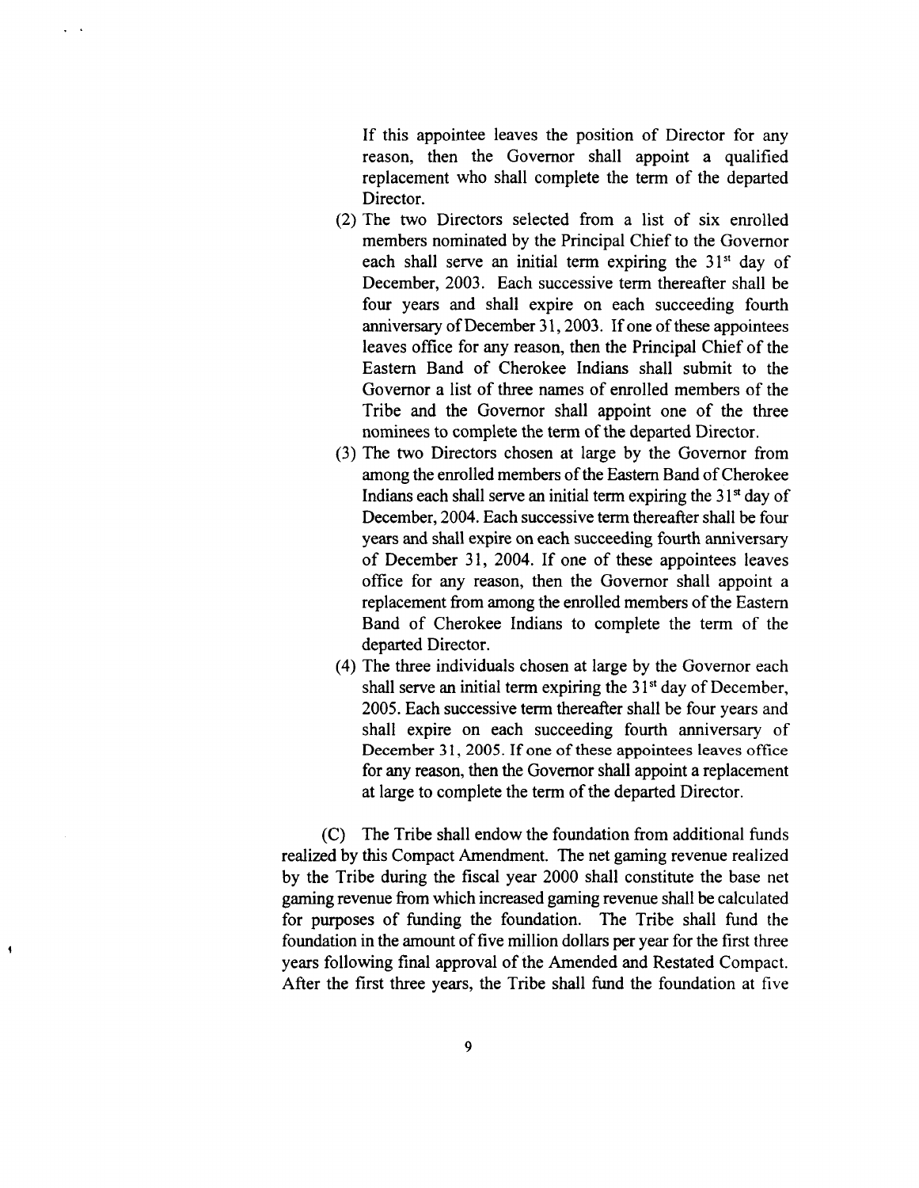If this appointee leaves the position of Director for any reason, then the Governor shall appoint a qualified replacement who shall complete the term of the departed Director.

(2) The two Directors selected from a list of six enrolled members nominated by the Principal Chief to the Governor each shall serve an initial term expiring the 31st day of December, 2003. Each successive term thereafter shall be four years and shall expire on each succeeding fourth anniversary of December 31, 2003. If one of these appointees leaves office for any reason, then the Principal Chief of the Eastern Band of Cherokee Indians shall submit to the Governor a list of three names of enrolled members of the Tribe and the Governor shall appoint one of the three nominees to complete the term of the departed Director.

(3) The two Directors chosen at large by the Governor from among the enrolled members of the Eastern Band of Cherokee Indians each shall serve an initial term expiring the 31st day of December, 2004. Each successive term thereafter shall be four years and shall expire on each succeeding fourth anniversary of December 31, 2004. If one of these appointees leaves office for any reason, then the Governor shall appoint a replacement from among the enrolled members of the Eastern Band of Cherokee Indians to complete the term of the departed Director.

(4) The three individuals chosen at large by the Governor each shall serve an initial term expiring the 31st day of December, 2005. Each successive term thereafter shall be four years and shall expire on each succeeding fourth anniversary of December 31, 2005. If one of these appointees leaves office for any reason, then the Governor shall appoint a replacement at large to complete the term of the departed Director.

(C) The Tribe shall endow the foundation from additional funds realized by this Compact Amendment. The net gaming revenue realized by the Tribe during the fiscal year 2000 shall constitute the base net gaming revenue from which increased gaming revenue shall be calculated for purposes of funding the foundation. The Tribe shall fund the foundation in the amount of five million dollars per year for the first three years following final approval of the Amended and Restated Compact. After the first three years, the Tribe shall fund the foundation at five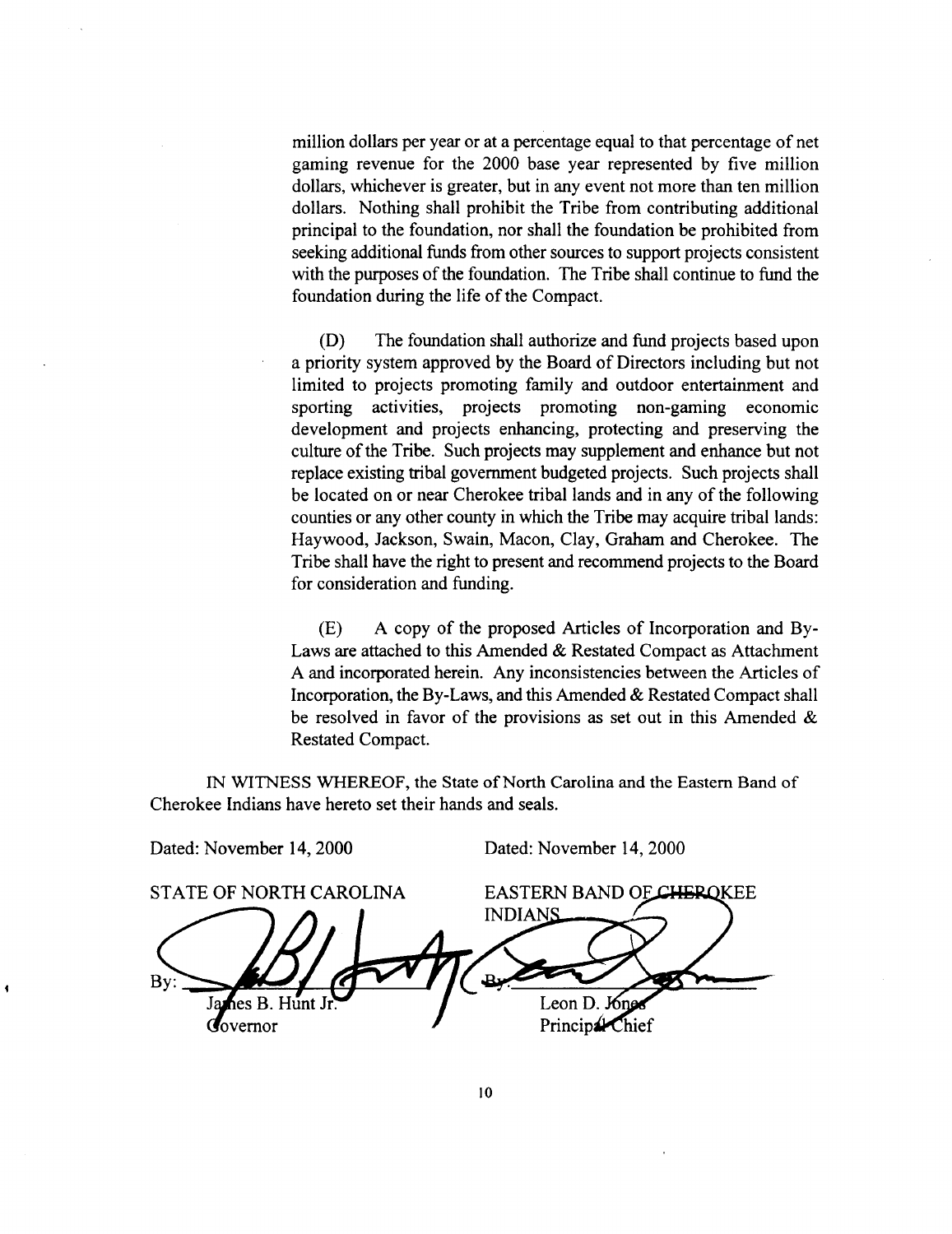million dollars per year or at a percentage equal to that percentage of net gaming revenue for the 2000 base year represented by five million dollars, whichever is greater, but in any event not more than ten million dollars. Nothing shall prohibit the Tribe from contributing additional principal to the foundation, nor shall the foundation be prohibited from seeking additional funds from other sources to support projects consistent with the purposes of the foundation. The Tribe shall continue to fund the foundation during the life of the Compact.

(D) The foundation shall authorize and fund projects based upon a priority system approved by the Board of Directors including but not limited to projects promoting family and outdoor entertainment and sporting activities, projects promoting non-gaming economic development and projects enhancing, protecting and preserving the culture of the Tribe. Such projects may supplement and enhance but not replace existing tribal government budgeted projects. Such projects shall be located on or near Cherokee tribal lands and in any of the following counties or any other county in which the Tribe may acquire tribal lands: Haywood, Jackson, Swain, Macon, Clay, Graham and Cherokee. The Tribe shall have the right to present and recommend projects to the Board for consideration and funding.

(E) A copy of the proposed Articles of Incorporation and By-Laws are attached to this Amended & Restated Compact as Attachment A and incorporated herein. Any inconsistencies between the Articles of Incorporation, the By-Laws, and this Amended & Restated Compact shall be resolved in favor of the provisions as set out in this Amended & Restated Compact.

IN WITNESS WHEREOF, the State of North Carolina and the Eastern Band of Cherokee Indians have hereto set their hands and seals.

Dated: November 14, 2000

STATE OF NORTH CAROLINA

By: ______________________
James B. Hunt Jr.
Governor

Dated: November 14, 2000

EASTERN BAND OF CHEROKEE INDIANS

By: ______________________
Leon D. Jones
Principal Chief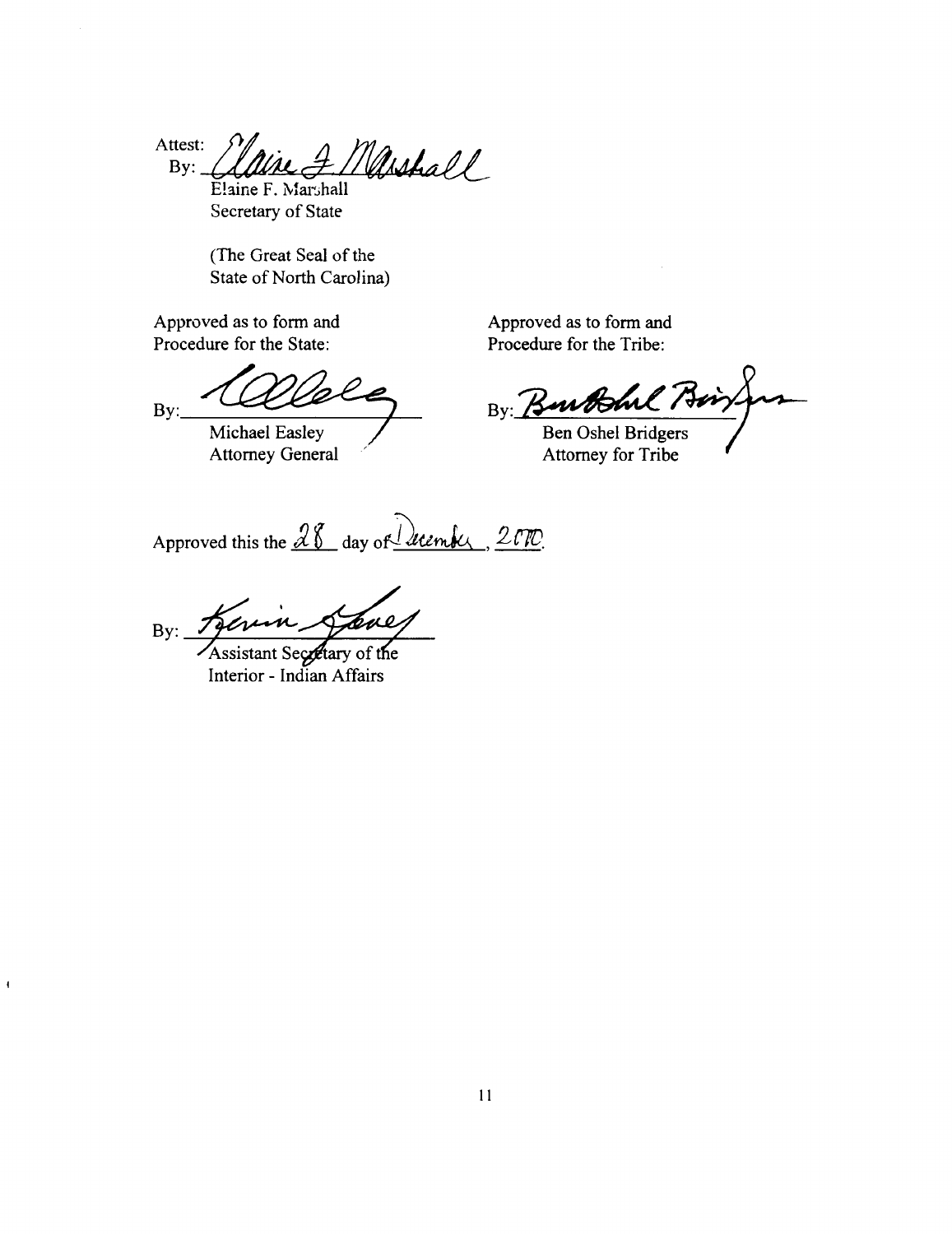Attest:
By: ~~Elaine F. Marshall~~

Elaine F. Marshall
Secretary of State

(The Great Seal of the
State of North Carolina)

Approved as to form and
Procedure for the State:

By: ________________________
Michael Easley
Attorney General

Approved as to form and
Procedure for the Tribe:

By: ________________________
Ben Oshel Bridgers
Attorney for Tribe

Approved this the 28 day of December, 2000.

By: ________________________
Assistant Secretary of the
Interior - Indian Affairs